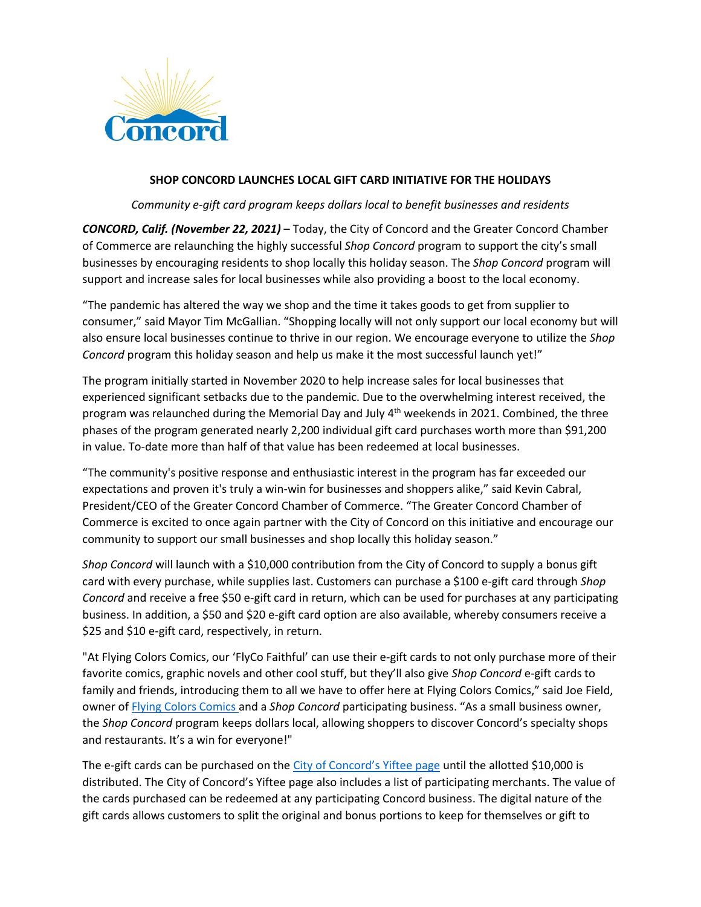**SHOP CONCORD LAUNCHES LOCAL GIFT CARD INITIATIVE FOR THE HOLIDAYS**

*Community e-gift card program keeps dollars local to benefit businesses and residents*

***CONCORD, Calif. (November 22, 2021)*** – Today, the City of Concord and the Greater Concord Chamber of Commerce are relaunching the highly successful *Shop Concord* program to support the city's small businesses by encouraging residents to shop locally this holiday season. The *Shop Concord* program will support and increase sales for local businesses while also providing a boost to the local economy.

"The pandemic has altered the way we shop and the time it takes goods to get from supplier to consumer," said Mayor Tim McGallian. "Shopping locally will not only support our local economy but will also ensure local businesses continue to thrive in our region. We encourage everyone to utilize the *Shop Concord* program this holiday season and help us make it the most successful launch yet!"

The program initially started in November 2020 to help increase sales for local businesses that experienced significant setbacks due to the pandemic. Due to the overwhelming interest received, the program was relaunched during the Memorial Day and July 4th weekends in 2021. Combined, the three phases of the program generated nearly 2,200 individual gift card purchases worth more than $91,200 in value. To-date more than half of that value has been redeemed at local businesses.

"The community's positive response and enthusiastic interest in the program has far exceeded our expectations and proven it's truly a win-win for businesses and shoppers alike," said Kevin Cabral, President/CEO of the Greater Concord Chamber of Commerce. "The Greater Concord Chamber of Commerce is excited to once again partner with the City of Concord on this initiative and encourage our community to support our small businesses and shop locally this holiday season."

*Shop Concord* will launch with a $10,000 contribution from the City of Concord to supply a bonus gift card with every purchase, while supplies last. Customers can purchase a $100 e-gift card through *Shop Concord* and receive a free $50 e-gift card in return, which can be used for purchases at any participating business. In addition, a $50 and $20 e-gift card option are also available, whereby consumers receive a $25 and $10 e-gift card, respectively, in return.

"At Flying Colors Comics, our 'FlyCo Faithful' can use their e-gift cards to not only purchase more of their favorite comics, graphic novels and other cool stuff, but they'll also give *Shop Concord* e-gift cards to family and friends, introducing them to all we have to offer here at Flying Colors Comics," said Joe Field, owner of Flying Colors Comics and a *Shop Concord* participating business. "As a small business owner, the *Shop Concord* program keeps dollars local, allowing shoppers to discover Concord's specialty shops and restaurants. It's a win for everyone!"

The e-gift cards can be purchased on the City of Concord's Yiftee page until the allotted $10,000 is distributed. The City of Concord's Yiftee page also includes a list of participating merchants. The value of the cards purchased can be redeemed at any participating Concord business. The digital nature of the gift cards allows customers to split the original and bonus portions to keep for themselves or gift to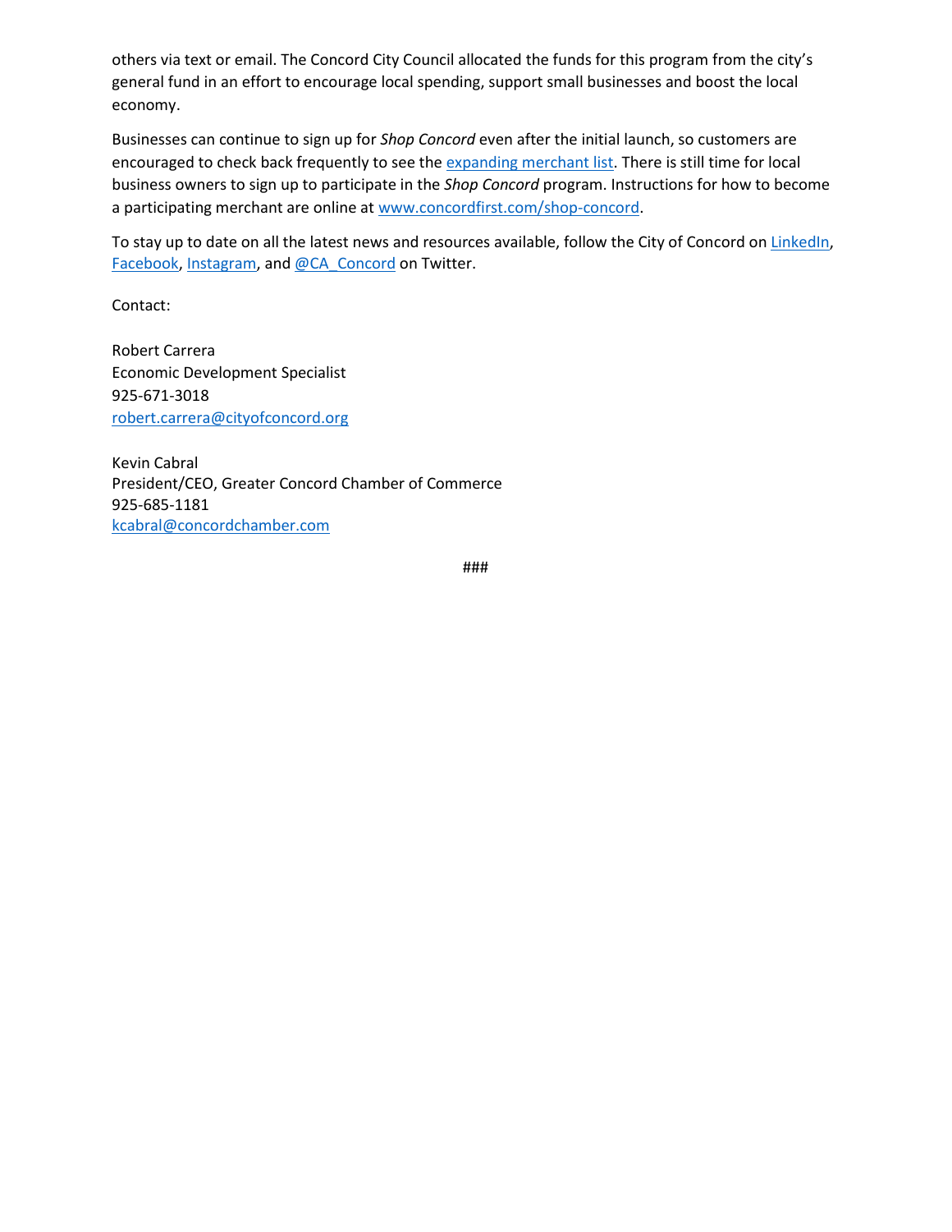others via text or email. The Concord City Council allocated the funds for this program from the city's general fund in an effort to encourage local spending, support small businesses and boost the local economy.

Businesses can continue to sign up for *Shop Concord* even after the initial launch, so customers are encouraged to check back frequently to see the expanding merchant list. There is still time for local business owners to sign up to participate in the *Shop Concord* program. Instructions for how to become a participating merchant are online at www.concordfirst.com/shop-concord.

To stay up to date on all the latest news and resources available, follow the City of Concord on LinkedIn, Facebook, Instagram, and @CA_Concord on Twitter.

Contact:

Robert Carrera
Economic Development Specialist
925-671-3018
robert.carrera@cityofconcord.org

Kevin Cabral
President/CEO, Greater Concord Chamber of Commerce
925-685-1181
kcabral@concordchamber.com

###